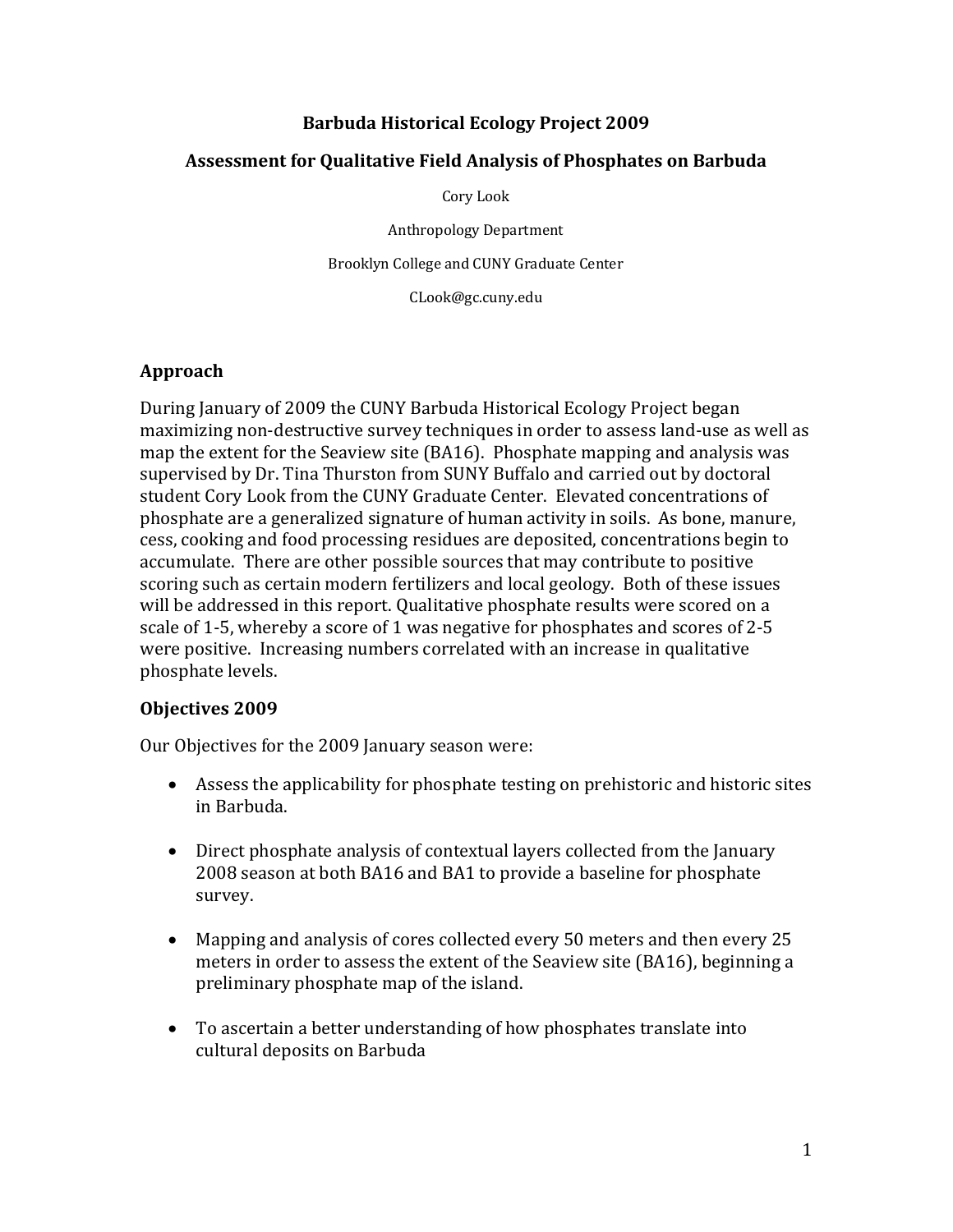# Barbuda Historical Ecology Project 2009

## Assessment for Qualitative Field Analysis of Phosphates on Barbuda

Cory Look

Anthropology Department

Brooklyn College and CUNY Graduate Center

CLook@gc.cuny.edu

## Approach

During January of 2009 the CUNY Barbuda Historical Ecology Project began maximizing non-destructive survey techniques in order to assess land-use as well as map the extent for the Seaview site (BA16). Phosphate mapping and analysis was supervised by Dr. Tina Thurston from SUNY Buffalo and carried out by doctoral student Cory Look from the CUNY Graduate Center. Elevated concentrations of phosphate are a generalized signature of human activity in soils. As bone, manure, cess, cooking and food processing residues are deposited, concentrations begin to accumulate. There are other possible sources that may contribute to positive scoring such as certain modern fertilizers and local geology. Both of these issues will be addressed in this report. Qualitative phosphate results were scored on a scale of 1-5, whereby a score of 1 was negative for phosphates and scores of 2-5 were positive. Increasing numbers correlated with an increase in qualitative phosphate levels.

## Objectives 2009

Our Objectives for the 2009 January season were:

- Assess the applicability for phosphate testing on prehistoric and historic sites in Barbuda.
- Direct phosphate analysis of contextual layers collected from the January 2008 season at both BA16 and BA1 to provide a baseline for phosphate survey.
- Mapping and analysis of cores collected every 50 meters and then every 25 meters in order to assess the extent of the Seaview site (BA16), beginning a preliminary phosphate map of the island.
- To ascertain a better understanding of how phosphates translate into cultural deposits on Barbuda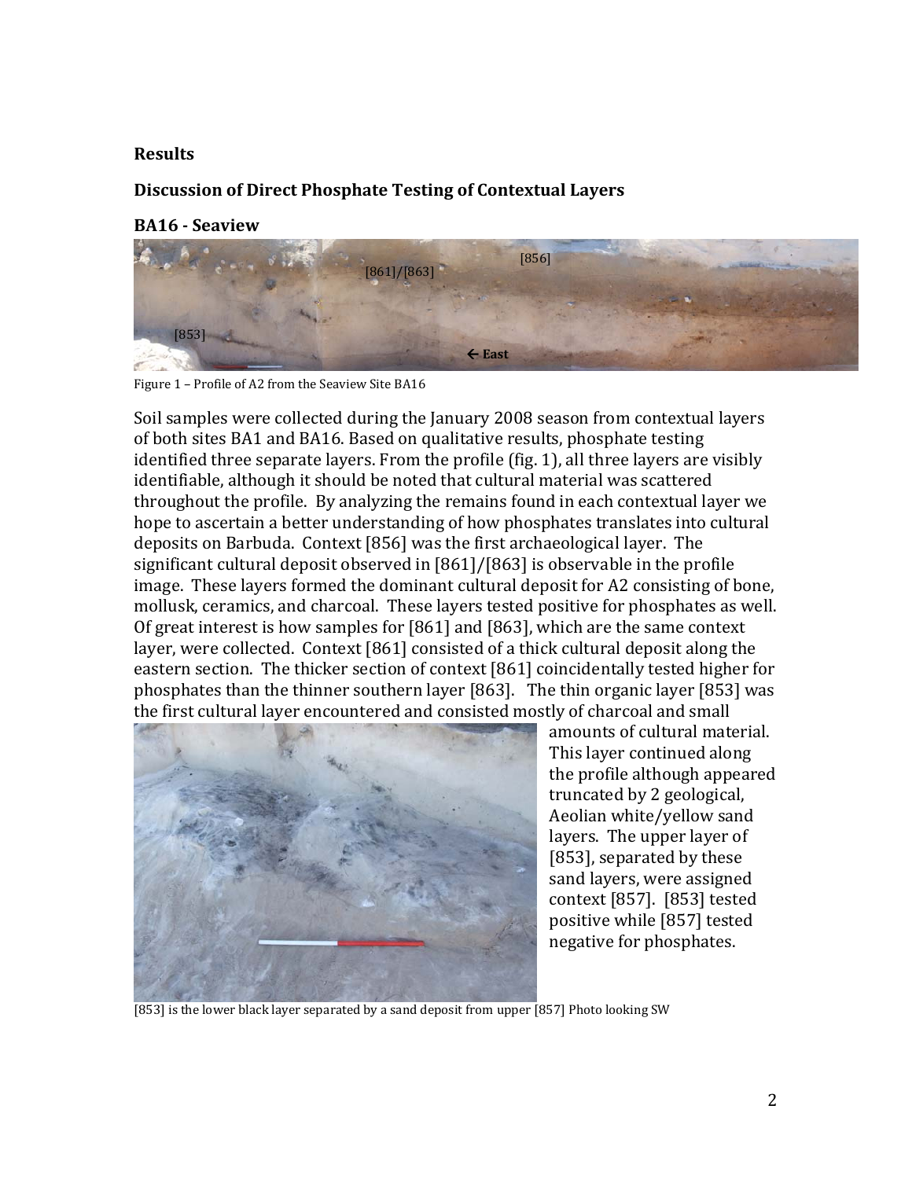## Results

## Discussion of Direct Phosphate Testing of Contextual Layers

### BA16 - Seaview

Figure 1 – Profile of A2 from the Seaview Site BA16

Soil samples were collected during the January 2008 season from contextual layers of both sites BA1 and BA16. Based on qualitative results, phosphate testing identified three separate layers. From the profile (fig. 1), all three layers are visibly identifiable, although it should be noted that cultural material was scattered throughout the profile. By analyzing the remains found in each contextual layer we hope to ascertain a better understanding of how phosphates translates into cultural deposits on Barbuda. Context [856] was the first archaeological layer. The significant cultural deposit observed in [861]/[863] is observable in the profile image. These layers formed the dominant cultural deposit for A2 consisting of bone, mollusk, ceramics, and charcoal. These layers tested positive for phosphates as well. Of great interest is how samples for [861] and [863], which are the same context layer, were collected. Context [861] consisted of a thick cultural deposit along the eastern section. The thicker section of context [861] coincidentally tested higher for phosphates than the thinner southern layer [863]. The thin organic layer [853] was the first cultural layer encountered and consisted mostly of charcoal and small amounts of cultural material. This layer continued along the profile although appeared truncated by 2 geological, Aeolian white/yellow sand layers. The upper layer of [853], separated by these sand layers, were assigned context [857]. [853] tested positive while [857] tested negative for phosphates.

[853] is the lower black layer separated by a sand deposit from upper [857] Photo looking SW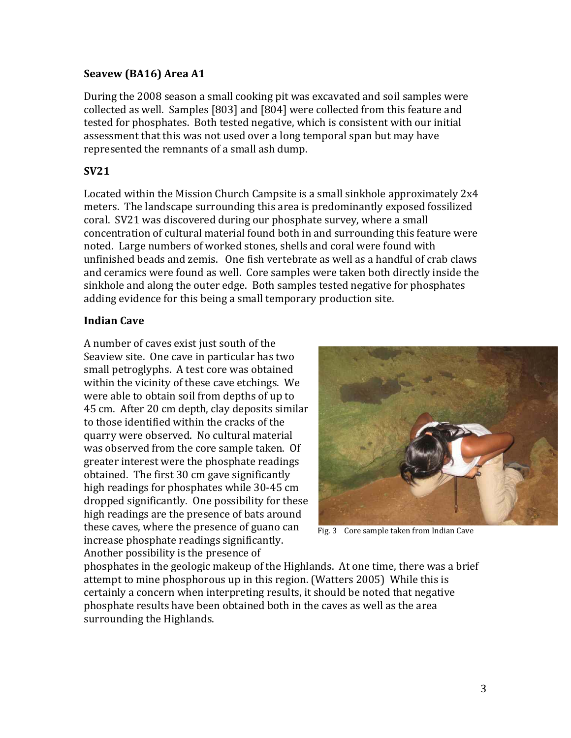**Seavew (BA16) Area A1**

During the 2008 season a small cooking pit was excavated and soil samples were collected as well. Samples [803] and [804] were collected from this feature and tested for phosphates. Both tested negative, which is consistent with our initial assessment that this was not used over a long temporal span but may have represented the remnants of a small ash dump.

**SV21**

Located within the Mission Church Campsite is a small sinkhole approximately 2x4 meters. The landscape surrounding this area is predominantly exposed fossilized coral. SV21 was discovered during our phosphate survey, where a small concentration of cultural material found both in and surrounding this feature were noted. Large numbers of worked stones, shells and coral were found with unfinished beads and zemis. One fish vertebrate as well as a handful of crab claws and ceramics were found as well. Core samples were taken both directly inside the sinkhole and along the outer edge. Both samples tested negative for phosphates adding evidence for this being a small temporary production site.

**Indian Cave**

A number of caves exist just south of the Seaview site. One cave in particular has two small petroglyphs. A test core was obtained within the vicinity of these cave etchings. We were able to obtain soil from depths of up to 45 cm. After 20 cm depth, clay deposits similar to those identified within the cracks of the quarry were observed. No cultural material was observed from the core sample taken. Of greater interest were the phosphate readings obtained. The first 30 cm gave significantly high readings for phosphates while 30-45 cm dropped significantly. One possibility for these high readings are the presence of bats around these caves, where the presence of guano can increase phosphate readings significantly. Another possibility is the presence of phosphates in the geologic makeup of the Highlands. At one time, there was a brief attempt to mine phosphorous up in this region. (Watters 2005) While this is certainly a concern when interpreting results, it should be noted that negative phosphate results have been obtained both in the caves as well as the area surrounding the Highlands.

Fig. 3 Core sample taken from Indian Cave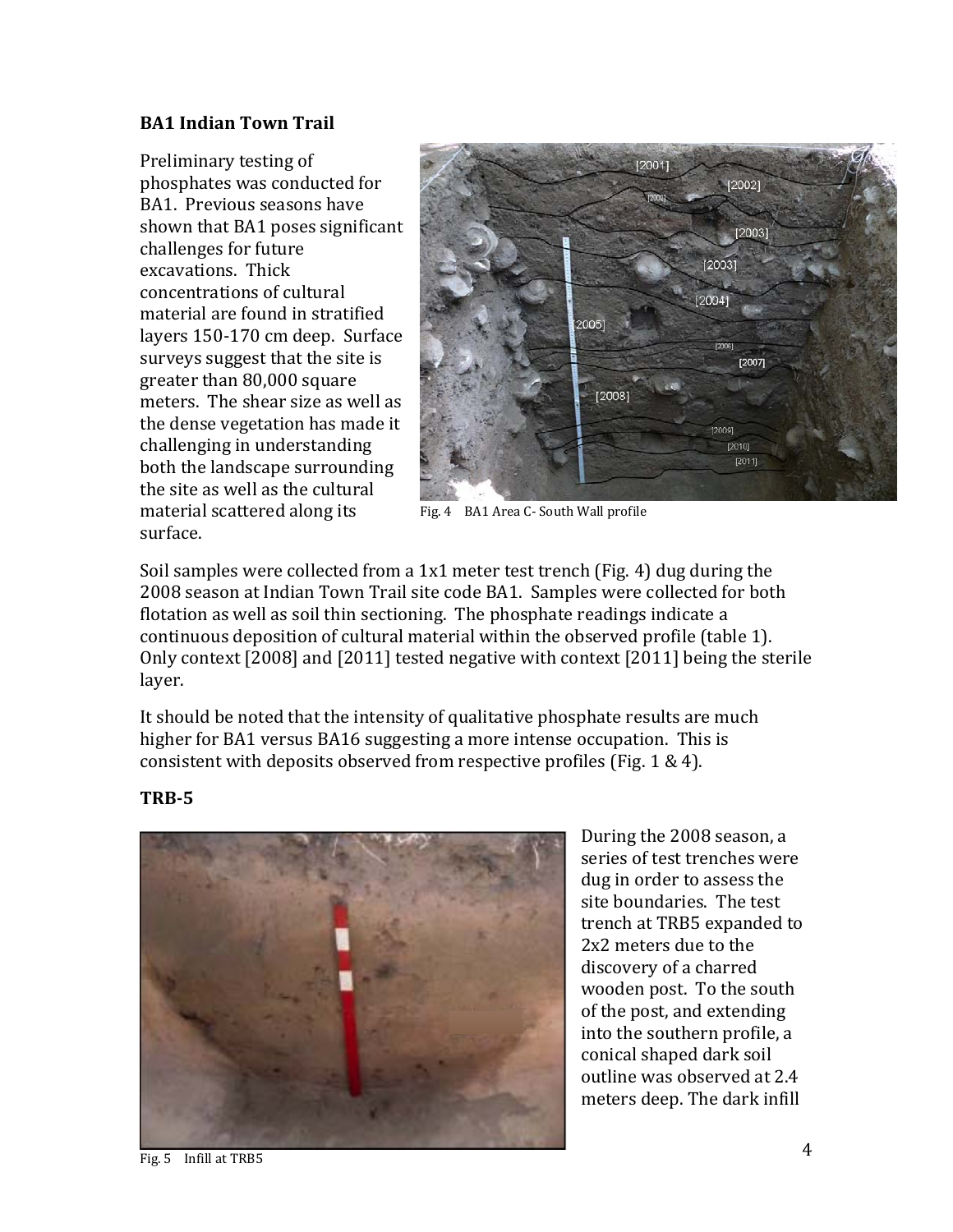### BA1 Indian Town Trail

Preliminary testing of phosphates was conducted for BA1. Previous seasons have shown that BA1 poses significant challenges for future excavations. Thick concentrations of cultural material are found in stratified layers 150-170 cm deep. Surface surveys suggest that the site is greater than 80,000 square meters. The shear size as well as the dense vegetation has made it challenging in understanding both the landscape surrounding the site as well as the cultural material scattered along its surface.

Fig. 4 BA1 Area C- South Wall profile

Soil samples were collected from a 1x1 meter test trench (Fig. 4) dug during the 2008 season at Indian Town Trail site code BA1. Samples were collected for both flotation as well as soil thin sectioning. The phosphate readings indicate a continuous deposition of cultural material within the observed profile (table 1). Only context [2008] and [2011] tested negative with context [2011] being the sterile layer.

It should be noted that the intensity of qualitative phosphate results are much higher for BA1 versus BA16 suggesting a more intense occupation. This is consistent with deposits observed from respective profiles (Fig. 1 & 4).

### TRB-5

Fig. 5 Infill at TRB5

During the 2008 season, a series of test trenches were dug in order to assess the site boundaries. The test trench at TRB5 expanded to 2x2 meters due to the discovery of a charred wooden post. To the south of the post, and extending into the southern profile, a conical shaped dark soil outline was observed at 2.4 meters deep. The dark infill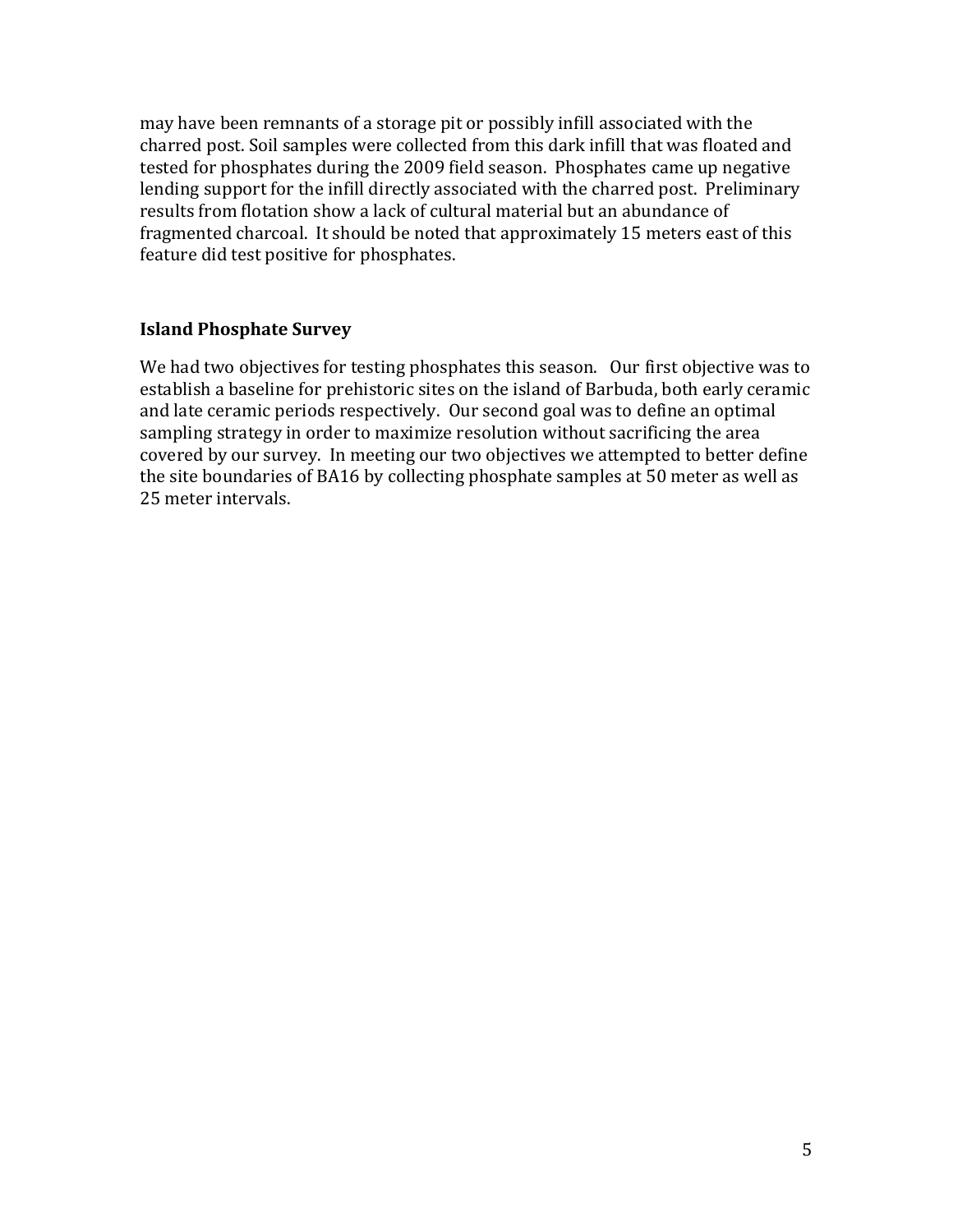may have been remnants of a storage pit or possibly infill associated with the charred post. Soil samples were collected from this dark infill that was floated and tested for phosphates during the 2009 field season. Phosphates came up negative lending support for the infill directly associated with the charred post. Preliminary results from flotation show a lack of cultural material but an abundance of fragmented charcoal. It should be noted that approximately 15 meters east of this feature did test positive for phosphates.

### Island Phosphate Survey

We had two objectives for testing phosphates this season. Our first objective was to establish a baseline for prehistoric sites on the island of Barbuda, both early ceramic and late ceramic periods respectively. Our second goal was to define an optimal sampling strategy in order to maximize resolution without sacrificing the area covered by our survey. In meeting our two objectives we attempted to better define the site boundaries of BA16 by collecting phosphate samples at 50 meter as well as 25 meter intervals.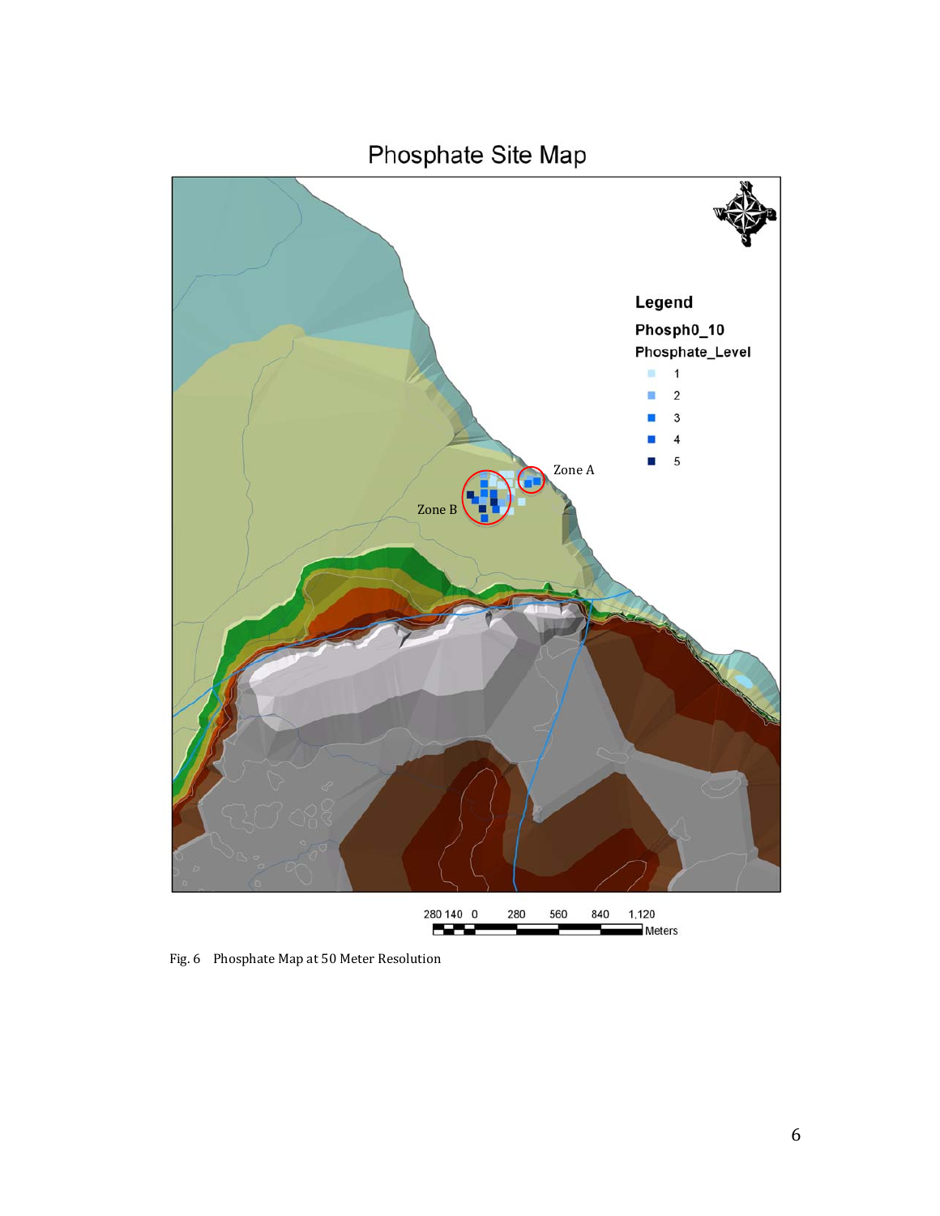Phosphate Site Map

Legend

Phosph0_10

Phosphate_Level

- 1
- 2
- 3
- 4
- 5

Zone A

Zone B

280 140 0 280 560 840 1,120 Meters

Fig. 6 Phosphate Map at 50 Meter Resolution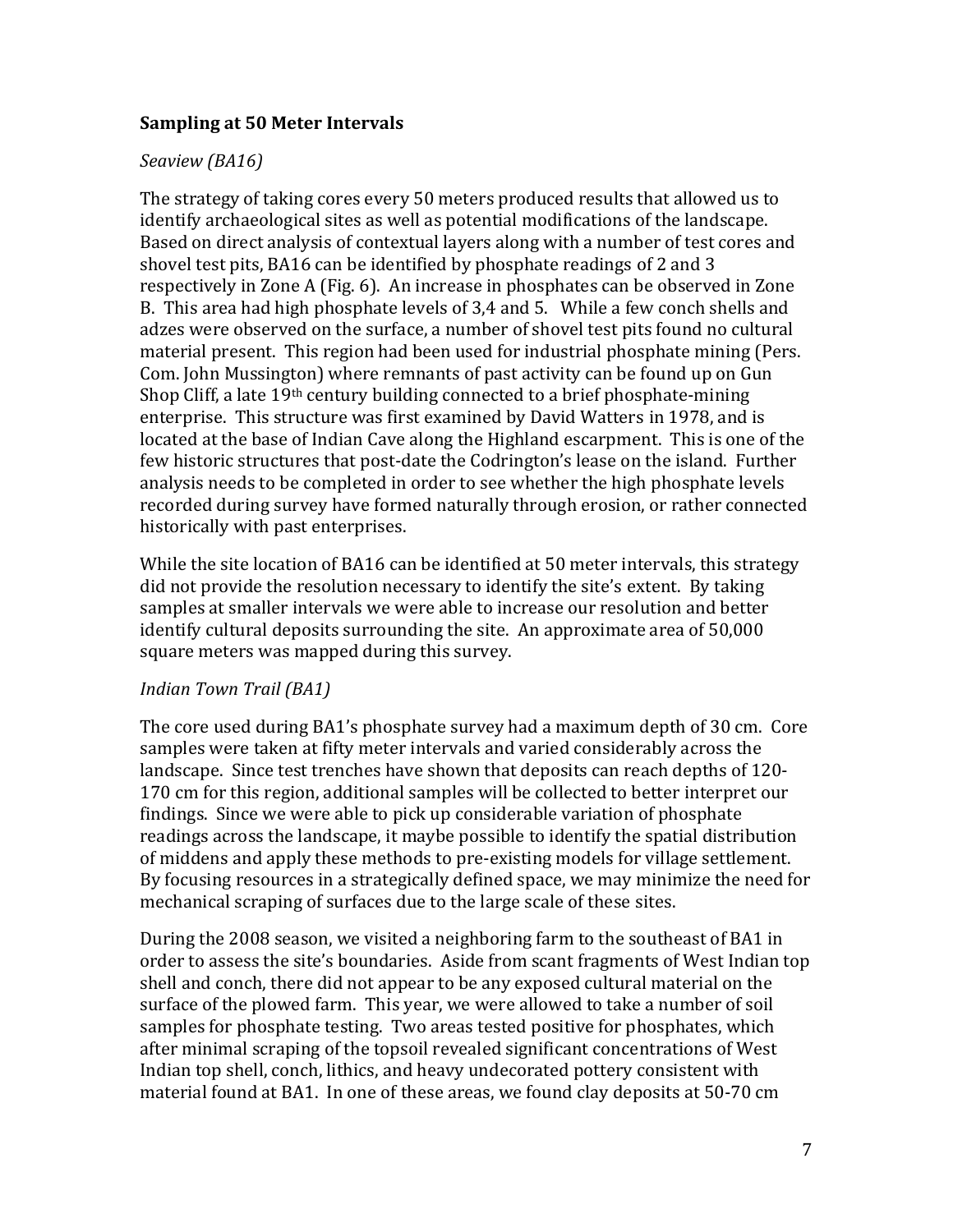## Sampling at 50 Meter Intervals

*Seaview (BA16)*

The strategy of taking cores every 50 meters produced results that allowed us to identify archaeological sites as well as potential modifications of the landscape. Based on direct analysis of contextual layers along with a number of test cores and shovel test pits, BA16 can be identified by phosphate readings of 2 and 3 respectively in Zone A (Fig. 6). An increase in phosphates can be observed in Zone B. This area had high phosphate levels of 3,4 and 5. While a few conch shells and adzes were observed on the surface, a number of shovel test pits found no cultural material present. This region had been used for industrial phosphate mining (Pers. Com. John Mussington) where remnants of past activity can be found up on Gun Shop Cliff, a late 19th century building connected to a brief phosphate-mining enterprise. This structure was first examined by David Watters in 1978, and is located at the base of Indian Cave along the Highland escarpment. This is one of the few historic structures that post-date the Codrington's lease on the island. Further analysis needs to be completed in order to see whether the high phosphate levels recorded during survey have formed naturally through erosion, or rather connected historically with past enterprises.

While the site location of BA16 can be identified at 50 meter intervals, this strategy did not provide the resolution necessary to identify the site's extent. By taking samples at smaller intervals we were able to increase our resolution and better identify cultural deposits surrounding the site. An approximate area of 50,000 square meters was mapped during this survey.

*Indian Town Trail (BA1)*

The core used during BA1's phosphate survey had a maximum depth of 30 cm. Core samples were taken at fifty meter intervals and varied considerably across the landscape. Since test trenches have shown that deposits can reach depths of 120-170 cm for this region, additional samples will be collected to better interpret our findings. Since we were able to pick up considerable variation of phosphate readings across the landscape, it maybe possible to identify the spatial distribution of middens and apply these methods to pre-existing models for village settlement. By focusing resources in a strategically defined space, we may minimize the need for mechanical scraping of surfaces due to the large scale of these sites.

During the 2008 season, we visited a neighboring farm to the southeast of BA1 in order to assess the site's boundaries. Aside from scant fragments of West Indian top shell and conch, there did not appear to be any exposed cultural material on the surface of the plowed farm. This year, we were allowed to take a number of soil samples for phosphate testing. Two areas tested positive for phosphates, which after minimal scraping of the topsoil revealed significant concentrations of West Indian top shell, conch, lithics, and heavy undecorated pottery consistent with material found at BA1. In one of these areas, we found clay deposits at 50-70 cm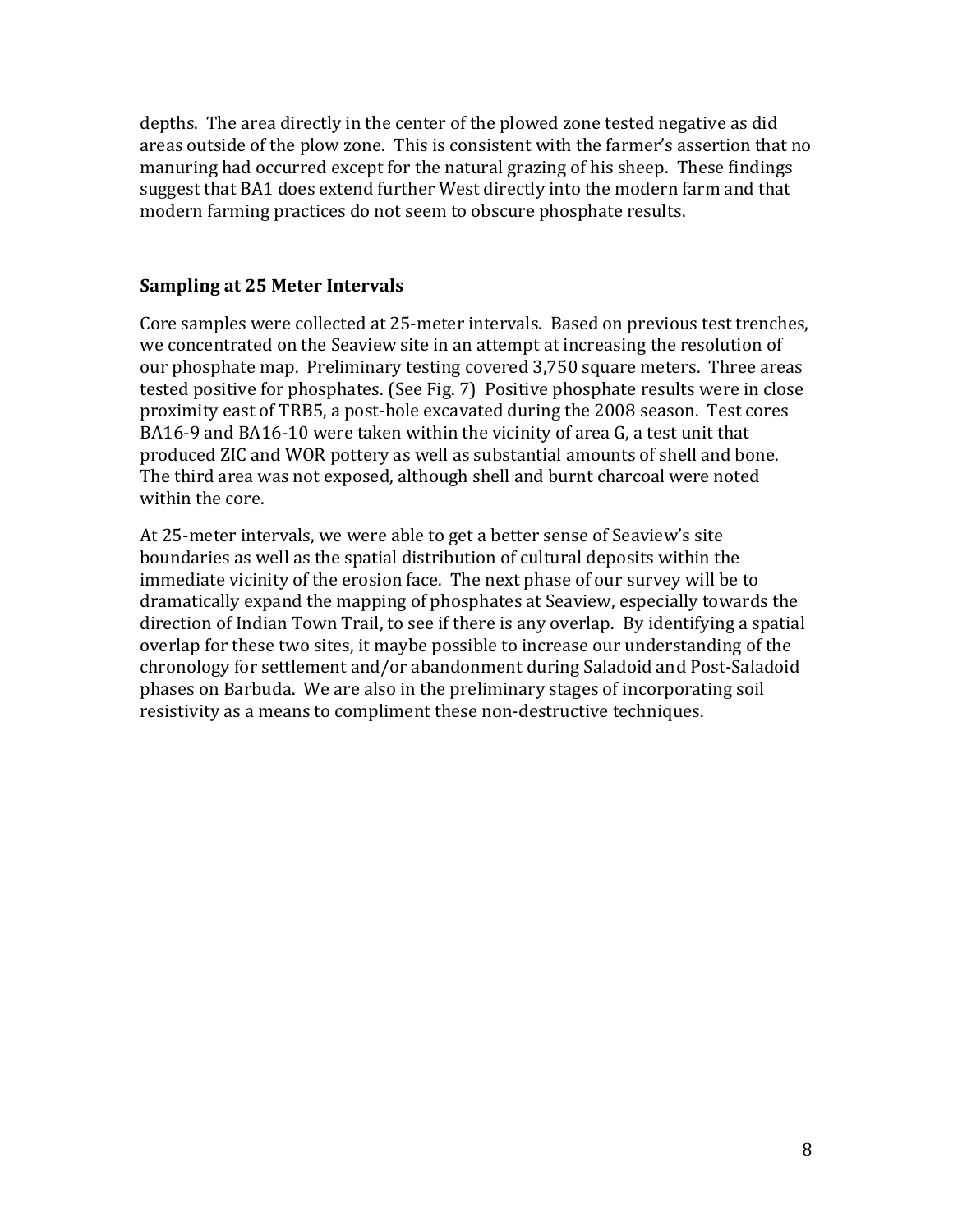depths. The area directly in the center of the plowed zone tested negative as did areas outside of the plow zone. This is consistent with the farmer's assertion that no manuring had occurred except for the natural grazing of his sheep. These findings suggest that BA1 does extend further West directly into the modern farm and that modern farming practices do not seem to obscure phosphate results.

### Sampling at 25 Meter Intervals

Core samples were collected at 25-meter intervals. Based on previous test trenches, we concentrated on the Seaview site in an attempt at increasing the resolution of our phosphate map. Preliminary testing covered 3,750 square meters. Three areas tested positive for phosphates. (See Fig. 7) Positive phosphate results were in close proximity east of TRB5, a post-hole excavated during the 2008 season. Test cores BA16-9 and BA16-10 were taken within the vicinity of area G, a test unit that produced ZIC and WOR pottery as well as substantial amounts of shell and bone. The third area was not exposed, although shell and burnt charcoal were noted within the core.

At 25-meter intervals, we were able to get a better sense of Seaview's site boundaries as well as the spatial distribution of cultural deposits within the immediate vicinity of the erosion face. The next phase of our survey will be to dramatically expand the mapping of phosphates at Seaview, especially towards the direction of Indian Town Trail, to see if there is any overlap. By identifying a spatial overlap for these two sites, it maybe possible to increase our understanding of the chronology for settlement and/or abandonment during Saladoid and Post-Saladoid phases on Barbuda. We are also in the preliminary stages of incorporating soil resistivity as a means to compliment these non-destructive techniques.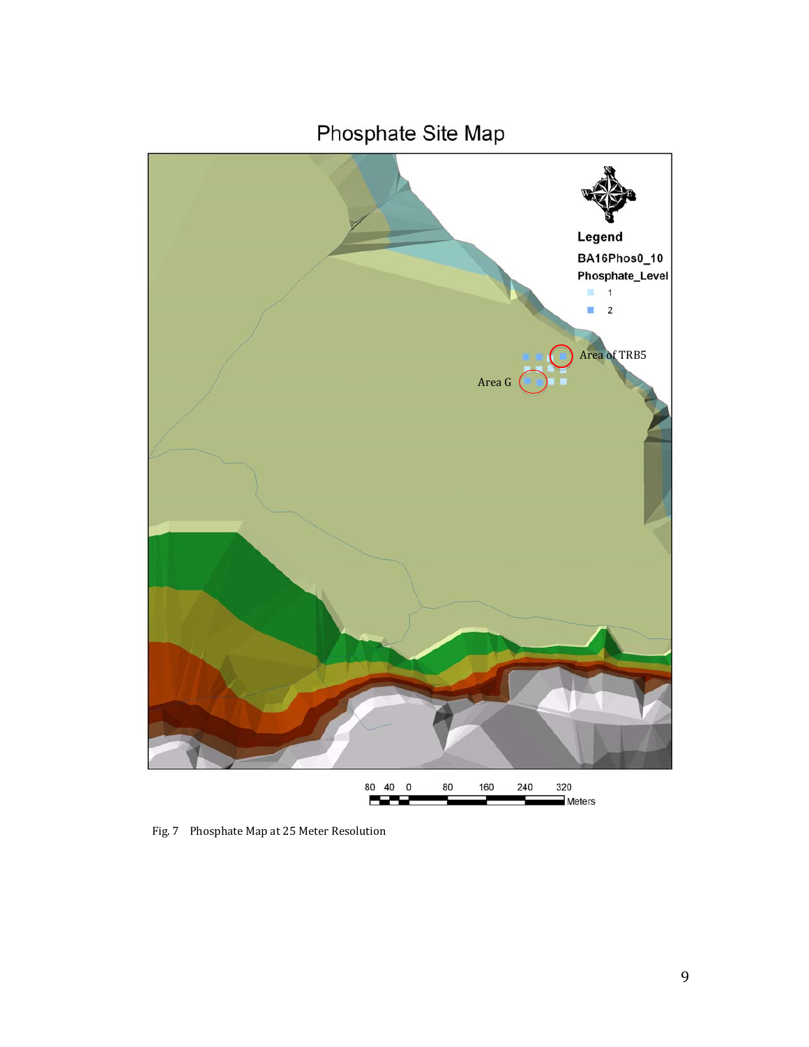Fig. 7 Phosphate Map at 25 Meter Resolution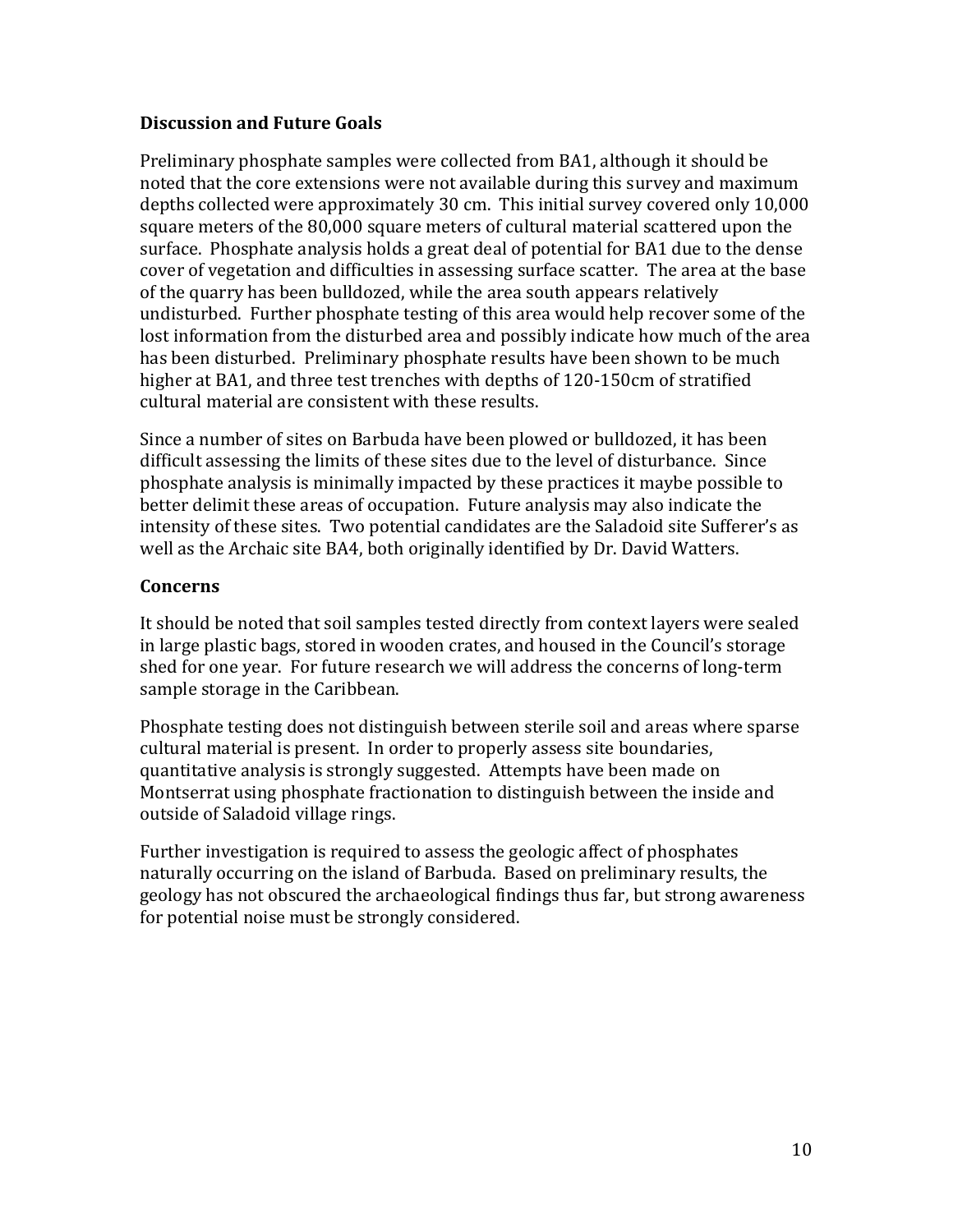## Discussion and Future Goals

Preliminary phosphate samples were collected from BA1, although it should be noted that the core extensions were not available during this survey and maximum depths collected were approximately 30 cm. This initial survey covered only 10,000 square meters of the 80,000 square meters of cultural material scattered upon the surface. Phosphate analysis holds a great deal of potential for BA1 due to the dense cover of vegetation and difficulties in assessing surface scatter. The area at the base of the quarry has been bulldozed, while the area south appears relatively undisturbed. Further phosphate testing of this area would help recover some of the lost information from the disturbed area and possibly indicate how much of the area has been disturbed. Preliminary phosphate results have been shown to be much higher at BA1, and three test trenches with depths of 120-150cm of stratified cultural material are consistent with these results.

Since a number of sites on Barbuda have been plowed or bulldozed, it has been difficult assessing the limits of these sites due to the level of disturbance. Since phosphate analysis is minimally impacted by these practices it maybe possible to better delimit these areas of occupation. Future analysis may also indicate the intensity of these sites. Two potential candidates are the Saladoid site Sufferer's as well as the Archaic site BA4, both originally identified by Dr. David Watters.

## Concerns

It should be noted that soil samples tested directly from context layers were sealed in large plastic bags, stored in wooden crates, and housed in the Council's storage shed for one year. For future research we will address the concerns of long-term sample storage in the Caribbean.

Phosphate testing does not distinguish between sterile soil and areas where sparse cultural material is present. In order to properly assess site boundaries, quantitative analysis is strongly suggested. Attempts have been made on Montserrat using phosphate fractionation to distinguish between the inside and outside of Saladoid village rings.

Further investigation is required to assess the geologic affect of phosphates naturally occurring on the island of Barbuda. Based on preliminary results, the geology has not obscured the archaeological findings thus far, but strong awareness for potential noise must be strongly considered.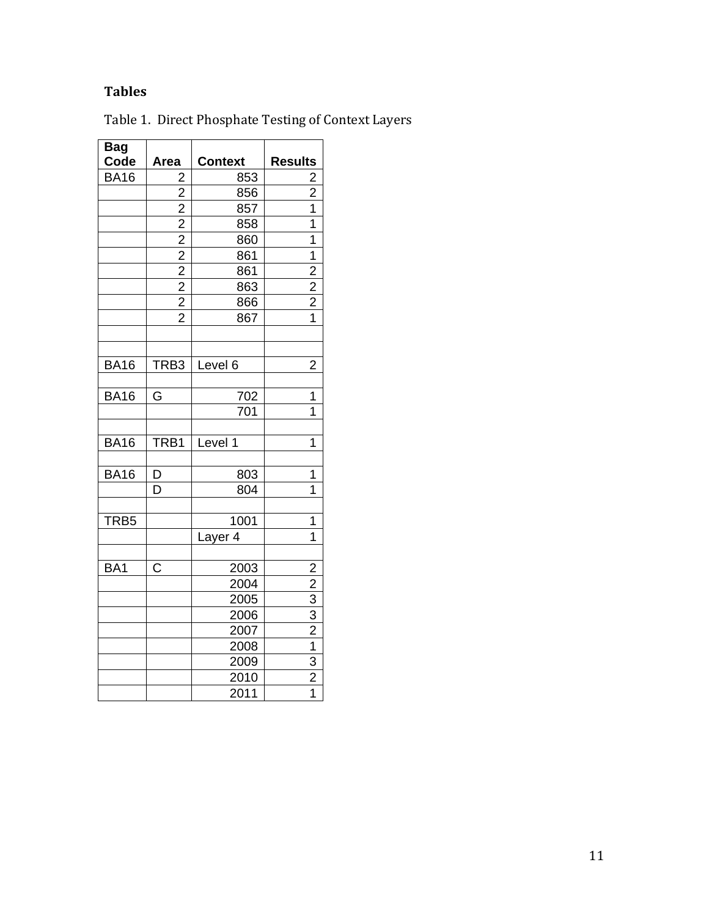**Tables**

Table 1. Direct Phosphate Testing of Context Layers

| Bag Code | Area | Context | Results |
|---|---|---|---|
| BA16 | 2 | 853 | 2 |
| | 2 | 856 | 2 |
| | 2 | 857 | 1 |
| | 2 | 858 | 1 |
| | 2 | 860 | 1 |
| | 2 | 861 | 1 |
| | 2 | 861 | 2 |
| | 2 | 863 | 2 |
| | 2 | 866 | 2 |
| | 2 | 867 | 1 |
| | | | |
| | | | |
| BA16 | TRB3 | Level 6 | 2 |
| | | | |
| BA16 | G | 702 | 1 |
| | | 701 | 1 |
| | | | |
| BA16 | TRB1 | Level 1 | 1 |
| | | | |
| BA16 | D | 803 | 1 |
| | D | 804 | 1 |
| | | | |
| TRB5 | | 1001 | 1 |
| | | Layer 4 | 1 |
| | | | |
| BA1 | C | 2003 | 2 |
| | | 2004 | 2 |
| | | 2005 | 3 |
| | | 2006 | 3 |
| | | 2007 | 2 |
| | | 2008 | 1 |
| | | 2009 | 3 |
| | | 2010 | 2 |
| | | 2011 | 1 |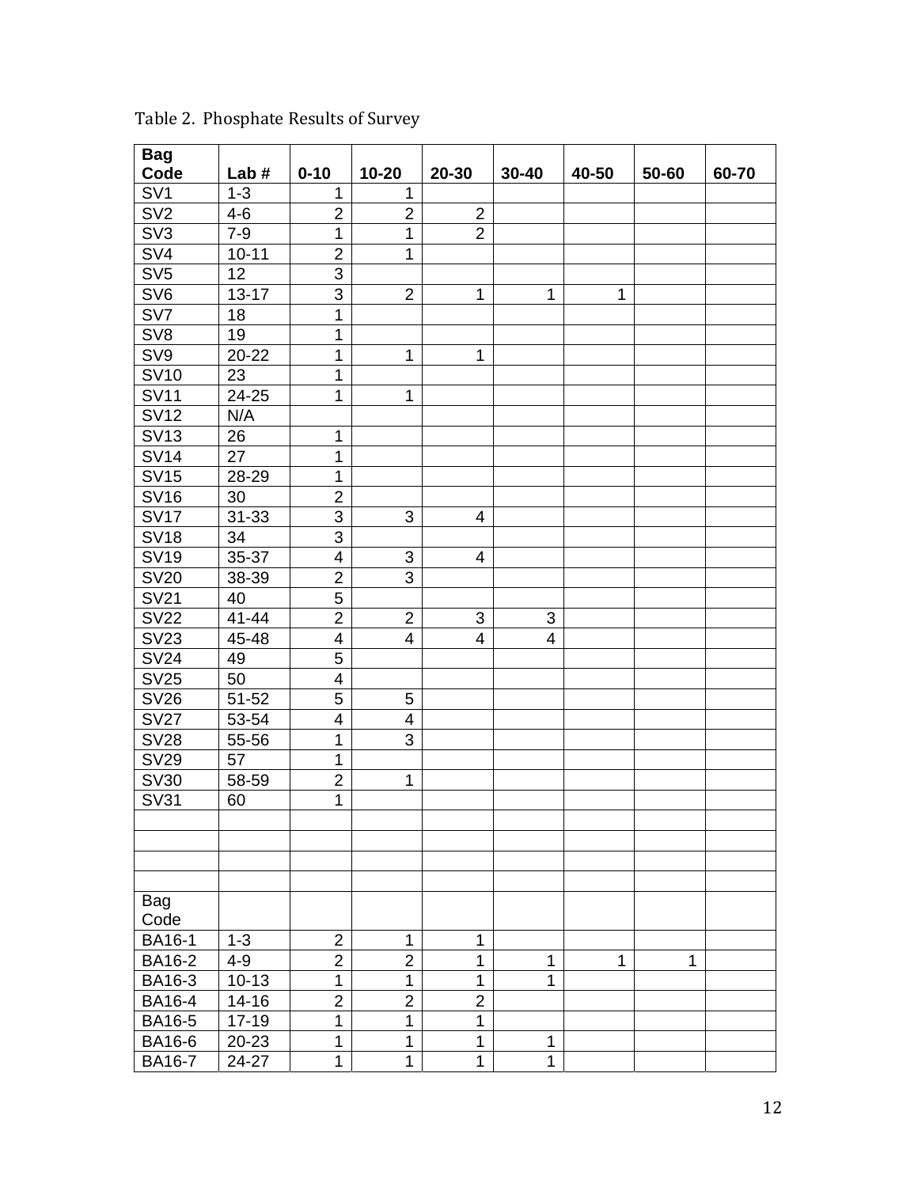Table 2. Phosphate Results of Survey

| Bag Code | Lab # | 0-10 | 10-20 | 20-30 | 30-40 | 40-50 | 50-60 | 60-70 |
|---|---|---|---|---|---|---|---|---|
| SV1 | 1-3 | 1 | 1 | | | | | |
| SV2 | 4-6 | 2 | 2 | 2 | | | | |
| SV3 | 7-9 | 1 | 1 | 2 | | | | |
| SV4 | 10-11 | 2 | 1 | | | | | |
| SV5 | 12 | 3 | | | | | | |
| SV6 | 13-17 | 3 | 2 | 1 | 1 | 1 | | |
| SV7 | 18 | 1 | | | | | | |
| SV8 | 19 | 1 | | | | | | |
| SV9 | 20-22 | 1 | 1 | 1 | | | | |
| SV10 | 23 | 1 | | | | | | |
| SV11 | 24-25 | 1 | 1 | | | | | |
| SV12 | N/A | | | | | | | |
| SV13 | 26 | 1 | | | | | | |
| SV14 | 27 | 1 | | | | | | |
| SV15 | 28-29 | 1 | | | | | | |
| SV16 | 30 | 2 | | | | | | |
| SV17 | 31-33 | 3 | 3 | 4 | | | | |
| SV18 | 34 | 3 | | | | | | |
| SV19 | 35-37 | 4 | 3 | 4 | | | | |
| SV20 | 38-39 | 2 | 3 | | | | | |
| SV21 | 40 | 5 | | | | | | |
| SV22 | 41-44 | 2 | 2 | 3 | 3 | | | |
| SV23 | 45-48 | 4 | 4 | 4 | 4 | | | |
| SV24 | 49 | 5 | | | | | | |
| SV25 | 50 | 4 | | | | | | |
| SV26 | 51-52 | 5 | 5 | | | | | |
| SV27 | 53-54 | 4 | 4 | | | | | |
| SV28 | 55-56 | 1 | 3 | | | | | |
| SV29 | 57 | 1 | | | | | | |
| SV30 | 58-59 | 2 | 1 | | | | | |
| SV31 | 60 | 1 | | | | | | |
| | | | | | | | | |
| | | | | | | | | |
| | | | | | | | | |
| | | | | | | | | |
| Bag Code | | | | | | | | |
| BA16-1 | 1-3 | 2 | 1 | 1 | | | | |
| BA16-2 | 4-9 | 2 | 2 | 1 | 1 | 1 | 1 | |
| BA16-3 | 10-13 | 1 | 1 | 1 | 1 | | | |
| BA16-4 | 14-16 | 2 | 2 | 2 | | | | |
| BA16-5 | 17-19 | 1 | 1 | 1 | | | | |
| BA16-6 | 20-23 | 1 | 1 | 1 | 1 | | | |
| BA16-7 | 24-27 | 1 | 1 | 1 | 1 | | | |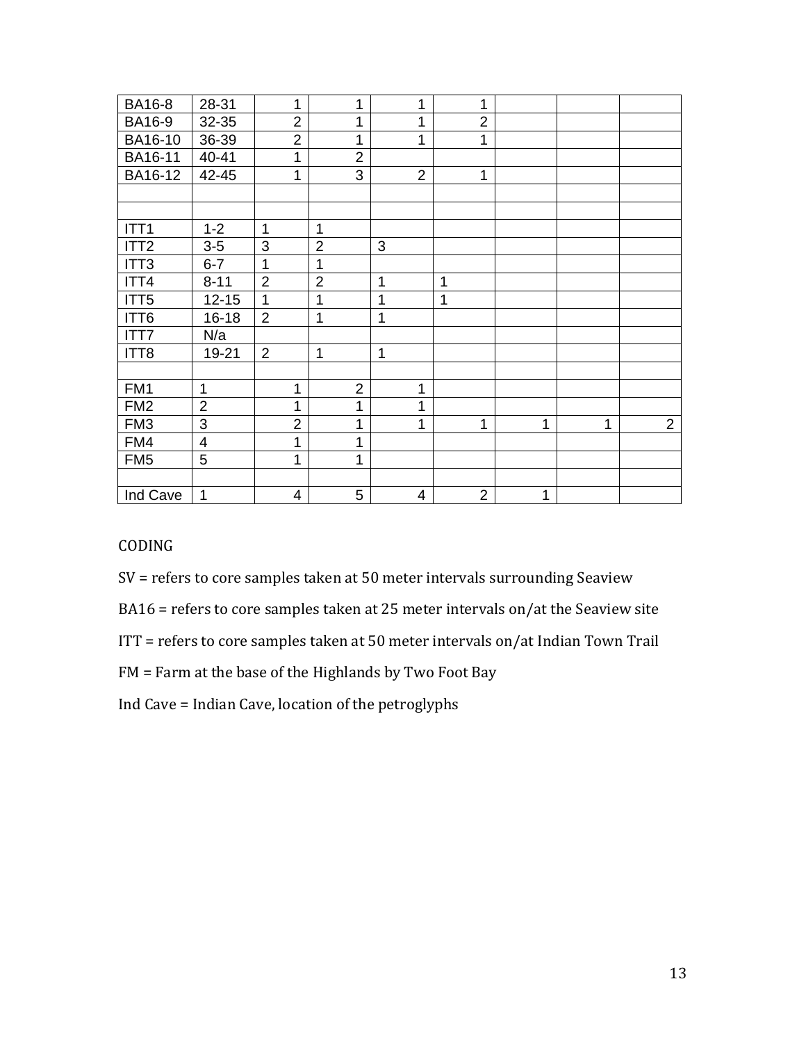| | | | | | | | | |
|---|---|---|---|---|---|---|---|---|
| BA16-8 | 28-31 | 1 | 1 | 1 | 1 | | | |
| BA16-9 | 32-35 | 2 | 1 | 1 | 2 | | | |
| BA16-10 | 36-39 | 2 | 1 | 1 | 1 | | | |
| BA16-11 | 40-41 | 1 | 2 | | | | | |
| BA16-12 | 42-45 | 1 | 3 | 2 | 1 | | | |
| | | | | | | | | |
| | | | | | | | | |
| ITT1 | 1-2 | 1 | 1 | | | | | |
| ITT2 | 3-5 | 3 | 2 | 3 | | | | |
| ITT3 | 6-7 | 1 | 1 | | | | | |
| ITT4 | 8-11 | 2 | 2 | 1 | 1 | | | |
| ITT5 | 12-15 | 1 | 1 | 1 | 1 | | | |
| ITT6 | 16-18 | 2 | 1 | 1 | | | | |
| ITT7 | N/a | | | | | | | |
| ITT8 | 19-21 | 2 | 1 | 1 | | | | |
| | | | | | | | | |
| FM1 | 1 | 1 | 2 | 1 | | | | |
| FM2 | 2 | 1 | 1 | 1 | | | | |
| FM3 | 3 | 2 | 1 | 1 | 1 | 1 | 1 | 2 |
| FM4 | 4 | 1 | 1 | | | | | |
| FM5 | 5 | 1 | 1 | | | | | |
| | | | | | | | | |
| Ind Cave | 1 | 4 | 5 | 4 | 2 | 1 | | |

CODING

SV = refers to core samples taken at 50 meter intervals surrounding Seaview

BA16 = refers to core samples taken at 25 meter intervals on/at the Seaview site

ITT = refers to core samples taken at 50 meter intervals on/at Indian Town Trail

FM = Farm at the base of the Highlands by Two Foot Bay

Ind Cave = Indian Cave, location of the petroglyphs